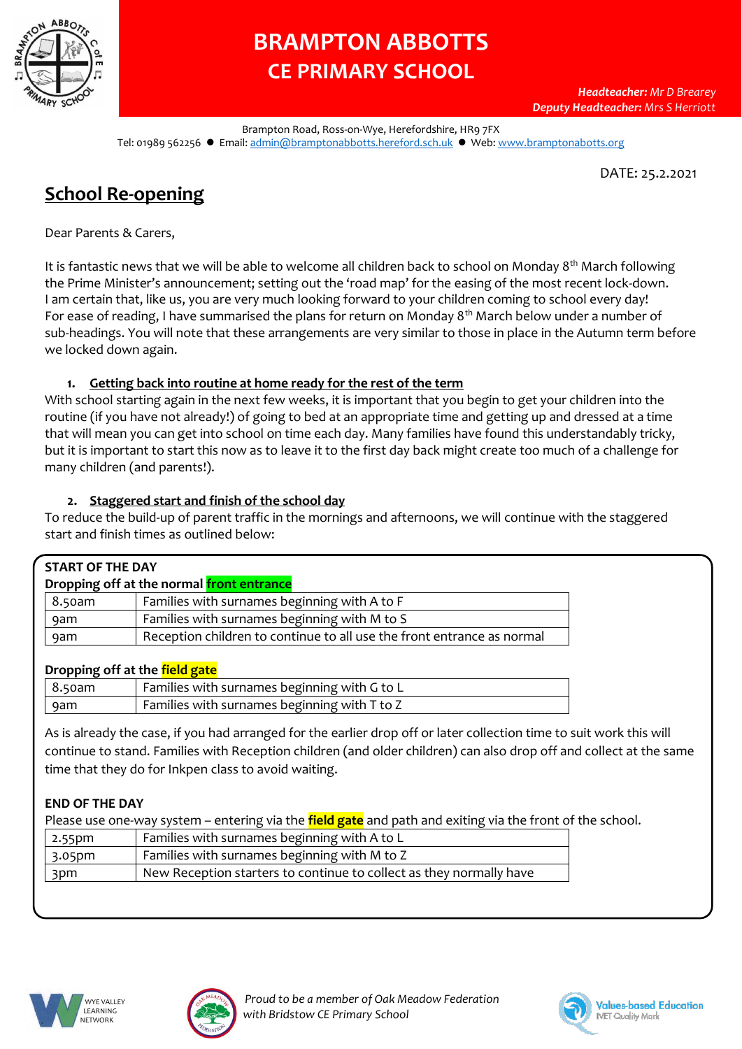# BRAMPTON ABBOTTS CE PRIMARY SCHOOL

***Headteacher:*** *Mr D Brearey*
***Deputy Headteacher:*** *Mrs S Herriott*

Brampton Road, Ross-on-Wye, Herefordshire, HR9 7FX
Tel: 01989 562256 ● Email: admin@bramptonabbotts.hereford.sch.uk ● Web: www.bramptonabbotts.org

DATE: 25.2.2021

## School Re-opening

Dear Parents & Carers,

It is fantastic news that we will be able to welcome all children back to school on Monday 8th March following the Prime Minister's announcement; setting out the 'road map' for the easing of the most recent lock-down. I am certain that, like us, you are very much looking forward to your children coming to school every day! For ease of reading, I have summarised the plans for return on Monday 8th March below under a number of sub-headings. You will note that these arrangements are very similar to those in place in the Autumn term before we locked down again.

### 1. Getting back into routine at home ready for the rest of the term

With school starting again in the next few weeks, it is important that you begin to get your children into the routine (if you have not already!) of going to bed at an appropriate time and getting up and dressed at a time that will mean you can get into school on time each day. Many families have found this understandably tricky, but it is important to start this now as to leave it to the first day back might create too much of a challenge for many children (and parents!).

### 2. Staggered start and finish of the school day

To reduce the build-up of parent traffic in the mornings and afternoons, we will continue with the staggered start and finish times as outlined below:

**START OF THE DAY**

**Dropping off at the normal front entrance**

| | |
|---|---|
| 8.50am | Families with surnames beginning with A to F |
| 9am | Families with surnames beginning with M to S |
| 9am | Reception children to continue to all use the front entrance as normal |

**Dropping off at the field gate**

| | |
|---|---|
| 8.50am | Families with surnames beginning with G to L |
| 9am | Families with surnames beginning with T to Z |

As is already the case, if you had arranged for the earlier drop off or later collection time to suit work this will continue to stand. Families with Reception children (and older children) can also drop off and collect at the same time that they do for Inkpen class to avoid waiting.

**END OF THE DAY**

Please use one-way system – entering via the **field gate** and path and exiting via the front of the school.

| | |
|---|---|
| 2.55pm | Families with surnames beginning with A to L |
| 3.05pm | Families with surnames beginning with M to Z |
| 3pm | New Reception starters to continue to collect as they normally have |

*Proud to be a member of Oak Meadow Federation with Bridstow CE Primary School*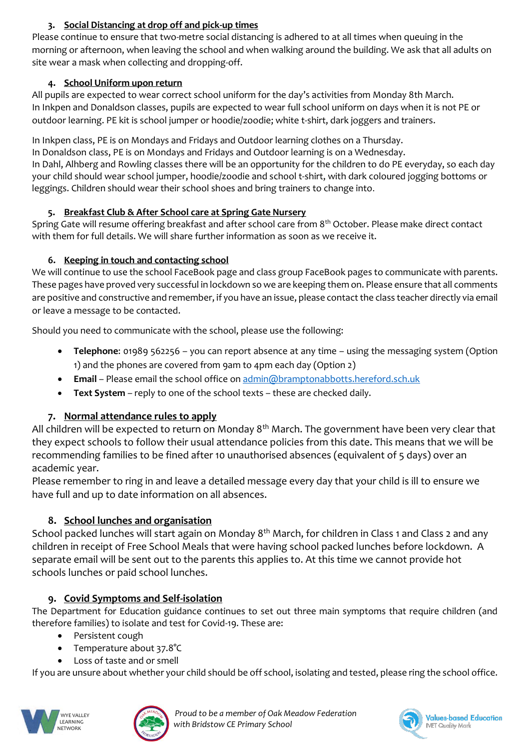### 3. Social Distancing at drop off and pick-up times

Please continue to ensure that two-metre social distancing is adhered to at all times when queuing in the morning or afternoon, when leaving the school and when walking around the building. We ask that all adults on site wear a mask when collecting and dropping-off.

### 4. School Uniform upon return

All pupils are expected to wear correct school uniform for the day's activities from Monday 8th March. In Inkpen and Donaldson classes, pupils are expected to wear full school uniform on days when it is not PE or outdoor learning. PE kit is school jumper or hoodie/zoodie; white t-shirt, dark joggers and trainers.

In Inkpen class, PE is on Mondays and Fridays and Outdoor learning clothes on a Thursday.
In Donaldson class, PE is on Mondays and Fridays and Outdoor learning is on a Wednesday.
In Dahl, Alhberg and Rowling classes there will be an opportunity for the children to do PE everyday, so each day your child should wear school jumper, hoodie/zoodie and school t-shirt, with dark coloured jogging bottoms or leggings. Children should wear their school shoes and bring trainers to change into.

### 5. Breakfast Club & After School care at Spring Gate Nursery

Spring Gate will resume offering breakfast and after school care from 8th October. Please make direct contact with them for full details. We will share further information as soon as we receive it.

### 6. Keeping in touch and contacting school

We will continue to use the school FaceBook page and class group FaceBook pages to communicate with parents. These pages have proved very successful in lockdown so we are keeping them on. Please ensure that all comments are positive and constructive and remember, if you have an issue, please contact the class teacher directly via email or leave a message to be contacted.

Should you need to communicate with the school, please use the following:

- **Telephone**: 01989 562256 – you can report absence at any time – using the messaging system (Option 1) and the phones are covered from 9am to 4pm each day (Option 2)
- **Email** – Please email the school office on admin@bramptonabbotts.hereford.sch.uk
- **Text System** – reply to one of the school texts – these are checked daily.

### 7. Normal attendance rules to apply

All children will be expected to return on Monday 8th March. The government have been very clear that they expect schools to follow their usual attendance policies from this date. This means that we will be recommending families to be fined after 10 unauthorised absences (equivalent of 5 days) over an academic year.
Please remember to ring in and leave a detailed message every day that your child is ill to ensure we have full and up to date information on all absences.

### 8. School lunches and organisation

School packed lunches will start again on Monday 8th March, for children in Class 1 and Class 2 and any children in receipt of Free School Meals that were having school packed lunches before lockdown. A separate email will be sent out to the parents this applies to. At this time we cannot provide hot schools lunches or paid school lunches.

### 9. Covid Symptoms and Self-isolation

The Department for Education guidance continues to set out three main symptoms that require children (and therefore families) to isolate and test for Covid-19. These are:

- Persistent cough
- Temperature about 37.8°C
- Loss of taste and or smell

If you are unsure about whether your child should be off school, isolating and tested, please ring the school office.

*Proud to be a member of Oak Meadow Federation with Bridstow CE Primary School*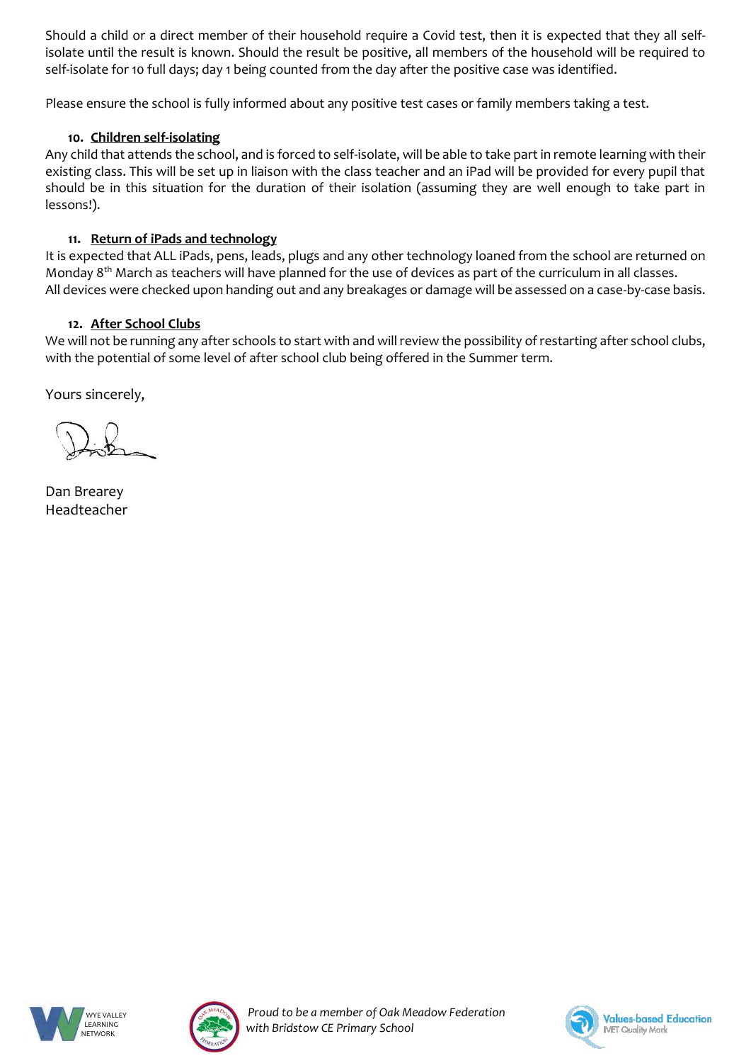Should a child or a direct member of their household require a Covid test, then it is expected that they all self-isolate until the result is known. Should the result be positive, all members of the household will be required to self-isolate for 10 full days; day 1 being counted from the day after the positive case was identified.

Please ensure the school is fully informed about any positive test cases or family members taking a test.

### 10. Children self-isolating

Any child that attends the school, and is forced to self-isolate, will be able to take part in remote learning with their existing class. This will be set up in liaison with the class teacher and an iPad will be provided for every pupil that should be in this situation for the duration of their isolation (assuming they are well enough to take part in lessons!).

### 11. Return of iPads and technology

It is expected that ALL iPads, pens, leads, plugs and any other technology loaned from the school are returned on Monday 8th March as teachers will have planned for the use of devices as part of the curriculum in all classes.
All devices were checked upon handing out and any breakages or damage will be assessed on a case-by-case basis.

### 12. After School Clubs

We will not be running any after schools to start with and will review the possibility of restarting after school clubs, with the potential of some level of after school club being offered in the Summer term.

Yours sincerely,

Dan Brearey
Headteacher

WYE VALLEY LEARNING NETWORK

*Proud to be a member of Oak Meadow Federation with Bridstow CE Primary School*

Values-based Education
IVET Quality Mark